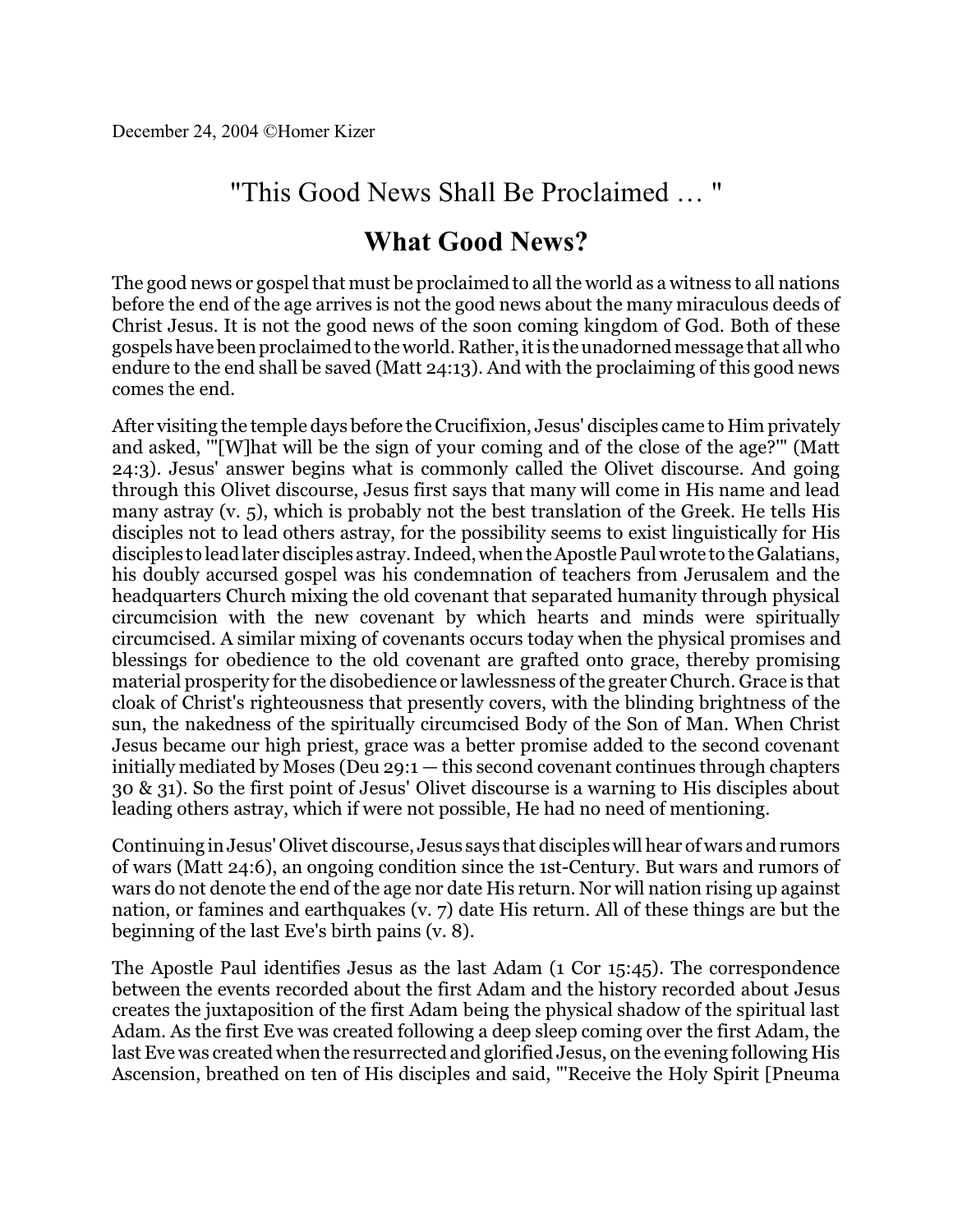December 24, 2004 ©Homer Kizer

# "This Good News Shall Be Proclaimed … "

## What Good News?

The good news or gospel that must be proclaimed to all the world as a witness to all nations before the end of the age arrives is not the good news about the many miraculous deeds of Christ Jesus. It is not the good news of the soon coming kingdom of God. Both of these gospels have been proclaimed to the world. Rather, it is the unadorned message that all who endure to the end shall be saved (Matt 24:13). And with the proclaiming of this good news comes the end.

After visiting the temple days before the Crucifixion, Jesus' disciples came to Him privately and asked, '"[W]hat will be the sign of your coming and of the close of the age?"' (Matt 24:3). Jesus' answer begins what is commonly called the Olivet discourse. And going through this Olivet discourse, Jesus first says that many will come in His name and lead many astray (v. 5), which is probably not the best translation of the Greek. He tells His disciples not to lead others astray, for the possibility seems to exist linguistically for His disciples to lead later disciples astray. Indeed, when the Apostle Paul wrote to the Galatians, his doubly accursed gospel was his condemnation of teachers from Jerusalem and the headquarters Church mixing the old covenant that separated humanity through physical circumcision with the new covenant by which hearts and minds were spiritually circumcised. A similar mixing of covenants occurs today when the physical promises and blessings for obedience to the old covenant are grafted onto grace, thereby promising material prosperity for the disobedience or lawlessness of the greater Church. Grace is that cloak of Christ's righteousness that presently covers, with the blinding brightness of the sun, the nakedness of the spiritually circumcised Body of the Son of Man. When Christ Jesus became our high priest, grace was a better promise added to the second covenant initially mediated by Moses (Deu 29:1 — this second covenant continues through chapters 30 & 31). So the first point of Jesus' Olivet discourse is a warning to His disciples about leading others astray, which if were not possible, He had no need of mentioning.

Continuing in Jesus' Olivet discourse, Jesus says that disciples will hear of wars and rumors of wars (Matt 24:6), an ongoing condition since the 1st-Century. But wars and rumors of wars do not denote the end of the age nor date His return. Nor will nation rising up against nation, or famines and earthquakes (v. 7) date His return. All of these things are but the beginning of the last Eve's birth pains (v. 8).

The Apostle Paul identifies Jesus as the last Adam (1 Cor 15:45). The correspondence between the events recorded about the first Adam and the history recorded about Jesus creates the juxtaposition of the first Adam being the physical shadow of the spiritual last Adam. As the first Eve was created following a deep sleep coming over the first Adam, the last Eve was created when the resurrected and glorified Jesus, on the evening following His Ascension, breathed on ten of His disciples and said, "'Receive the Holy Spirit [Pneuma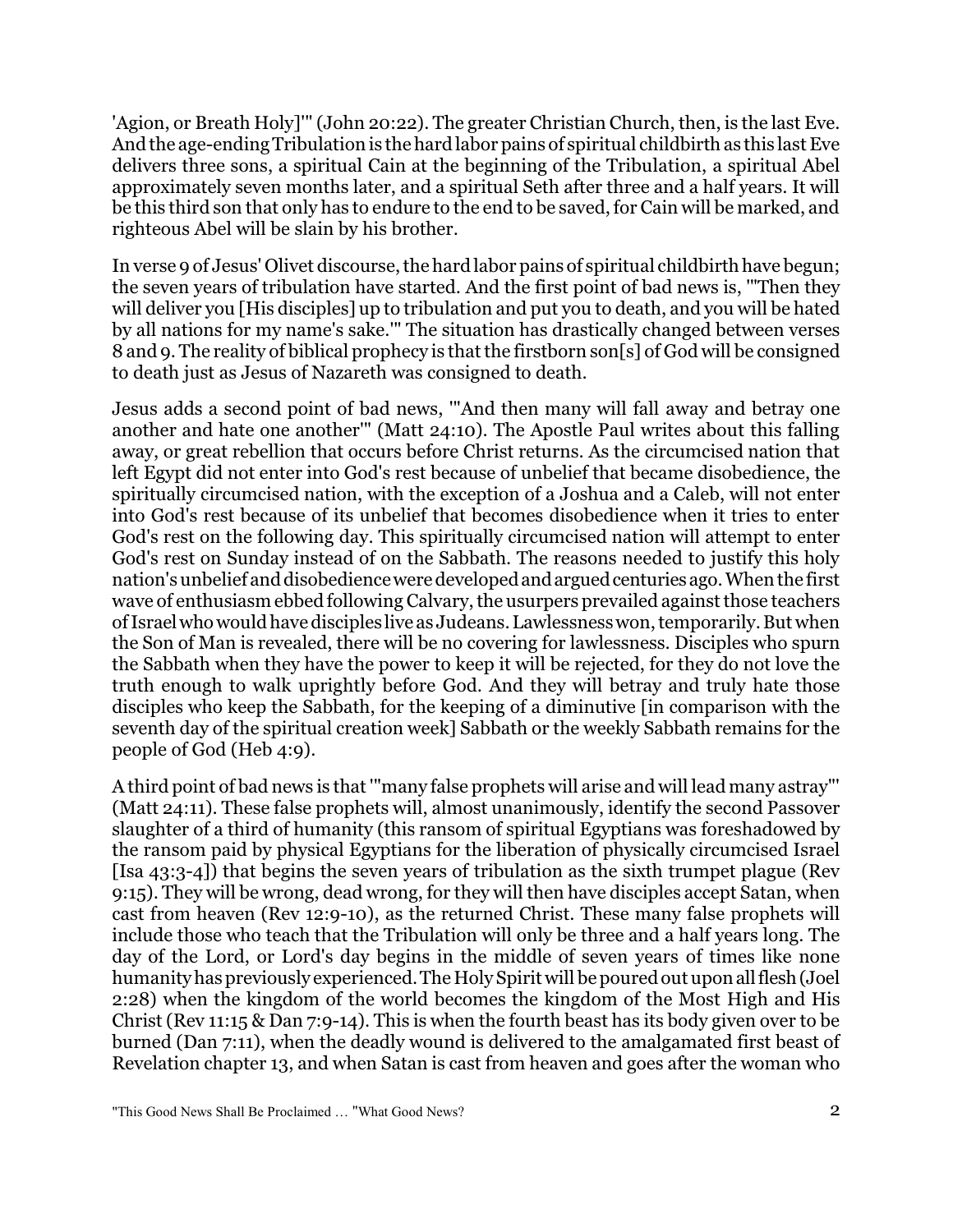'Agion, or Breath Holy]'" (John 20:22). The greater Christian Church, then, is the last Eve. And the age-ending Tribulation is the hard labor pains of spiritual childbirth as this last Eve delivers three sons, a spiritual Cain at the beginning of the Tribulation, a spiritual Abel approximately seven months later, and a spiritual Seth after three and a half years. It will be this third son that only has to endure to the end to be saved, for Cain will be marked, and righteous Abel will be slain by his brother.

In verse 9 of Jesus' Olivet discourse, the hard labor pains of spiritual childbirth have begun; the seven years of tribulation have started. And the first point of bad news is, "'Then they will deliver you [His disciples] up to tribulation and put you to death, and you will be hated by all nations for my name's sake.'" The situation has drastically changed between verses 8 and 9. The reality of biblical prophecy is that the firstborn son[s] of God will be consigned to death just as Jesus of Nazareth was consigned to death.

Jesus adds a second point of bad news, "'And then many will fall away and betray one another and hate one another'" (Matt 24:10). The Apostle Paul writes about this falling away, or great rebellion that occurs before Christ returns. As the circumcised nation that left Egypt did not enter into God's rest because of unbelief that became disobedience, the spiritually circumcised nation, with the exception of a Joshua and a Caleb, will not enter into God's rest because of its unbelief that becomes disobedience when it tries to enter God's rest on the following day. This spiritually circumcised nation will attempt to enter God's rest on Sunday instead of on the Sabbath. The reasons needed to justify this holy nation's unbelief and disobedience were developed and argued centuries ago. When the first wave of enthusiasm ebbed following Calvary, the usurpers prevailed against those teachers of Israel who would have disciples live as Judeans. Lawlessness won, temporarily. But when the Son of Man is revealed, there will be no covering for lawlessness. Disciples who spurn the Sabbath when they have the power to keep it will be rejected, for they do not love the truth enough to walk uprightly before God. And they will betray and truly hate those disciples who keep the Sabbath, for the keeping of a diminutive [in comparison with the seventh day of the spiritual creation week] Sabbath or the weekly Sabbath remains for the people of God (Heb 4:9).

A third point of bad news is that "'many false prophets will arise and will lead many astray'" (Matt 24:11). These false prophets will, almost unanimously, identify the second Passover slaughter of a third of humanity (this ransom of spiritual Egyptians was foreshadowed by the ransom paid by physical Egyptians for the liberation of physically circumcised Israel [Isa 43:3-4]) that begins the seven years of tribulation as the sixth trumpet plague (Rev 9:15). They will be wrong, dead wrong, for they will then have disciples accept Satan, when cast from heaven (Rev 12:9-10), as the returned Christ. These many false prophets will include those who teach that the Tribulation will only be three and a half years long. The day of the Lord, or Lord's day begins in the middle of seven years of times like none humanity has previously experienced. The Holy Spirit will be poured out upon all flesh (Joel 2:28) when the kingdom of the world becomes the kingdom of the Most High and His Christ (Rev 11:15 & Dan 7:9-14). This is when the fourth beast has its body given over to be burned (Dan 7:11), when the deadly wound is delivered to the amalgamated first beast of Revelation chapter 13, and when Satan is cast from heaven and goes after the woman who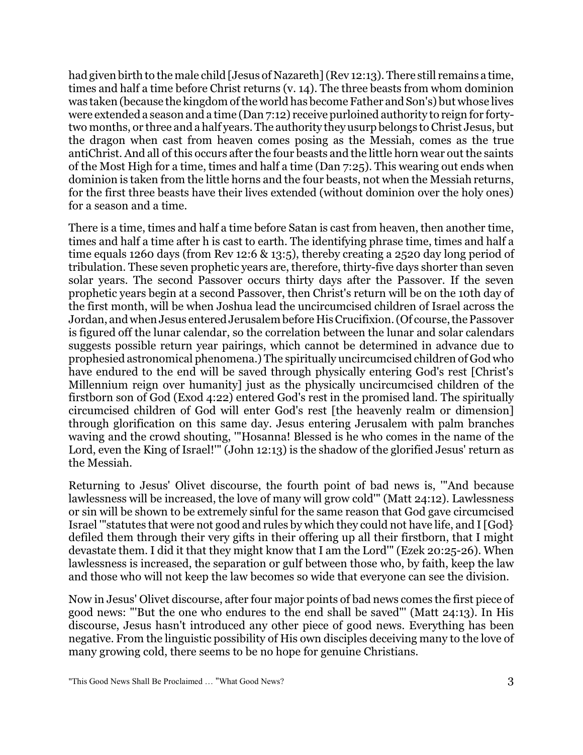had given birth to the male child [Jesus of Nazareth] (Rev 12:13). There still remains a time, times and half a time before Christ returns (v. 14). The three beasts from whom dominion was taken (because the kingdom of the world has become Father and Son's) but whose lives were extended a season and a time (Dan 7:12) receive purloined authority to reign for forty-two months, or three and a half years. The authority they usurp belongs to Christ Jesus, but the dragon when cast from heaven comes posing as the Messiah, comes as the true antiChrist. And all of this occurs after the four beasts and the little horn wear out the saints of the Most High for a time, times and half a time (Dan 7:25). This wearing out ends when dominion is taken from the little horns and the four beasts, not when the Messiah returns, for the first three beasts have their lives extended (without dominion over the holy ones) for a season and a time.

There is a time, times and half a time before Satan is cast from heaven, then another time, times and half a time after h is cast to earth. The identifying phrase time, times and half a time equals 1260 days (from Rev 12:6 & 13:5), thereby creating a 2520 day long period of tribulation. These seven prophetic years are, therefore, thirty-five days shorter than seven solar years. The second Passover occurs thirty days after the Passover. If the seven prophetic years begin at a second Passover, then Christ's return will be on the 10th day of the first month, will be when Joshua lead the uncircumcised children of Israel across the Jordan, and when Jesus entered Jerusalem before His Crucifixion. (Of course, the Passover is figured off the lunar calendar, so the correlation between the lunar and solar calendars suggests possible return year pairings, which cannot be determined in advance due to prophesied astronomical phenomena.) The spiritually uncircumcised children of God who have endured to the end will be saved through physically entering God's rest [Christ's Millennium reign over humanity] just as the physically uncircumcised children of the firstborn son of God (Exod 4:22) entered God's rest in the promised land. The spiritually circumcised children of God will enter God's rest [the heavenly realm or dimension] through glorification on this same day. Jesus entering Jerusalem with palm branches waving and the crowd shouting, '"Hosanna! Blessed is he who comes in the name of the Lord, even the King of Israel!'" (John 12:13) is the shadow of the glorified Jesus' return as the Messiah.

Returning to Jesus' Olivet discourse, the fourth point of bad news is, '"And because lawlessness will be increased, the love of many will grow cold'" (Matt 24:12). Lawlessness or sin will be shown to be extremely sinful for the same reason that God gave circumcised Israel '"statutes that were not good and rules by which they could not have life, and I [God} defiled them through their very gifts in their offering up all their firstborn, that I might devastate them. I did it that they might know that I am the Lord'" (Ezek 20:25-26). When lawlessness is increased, the separation or gulf between those who, by faith, keep the law and those who will not keep the law becomes so wide that everyone can see the division.

Now in Jesus' Olivet discourse, after four major points of bad news comes the first piece of good news: "'But the one who endures to the end shall be saved"' (Matt 24:13). In His discourse, Jesus hasn't introduced any other piece of good news. Everything has been negative. From the linguistic possibility of His own disciples deceiving many to the love of many growing cold, there seems to be no hope for genuine Christians.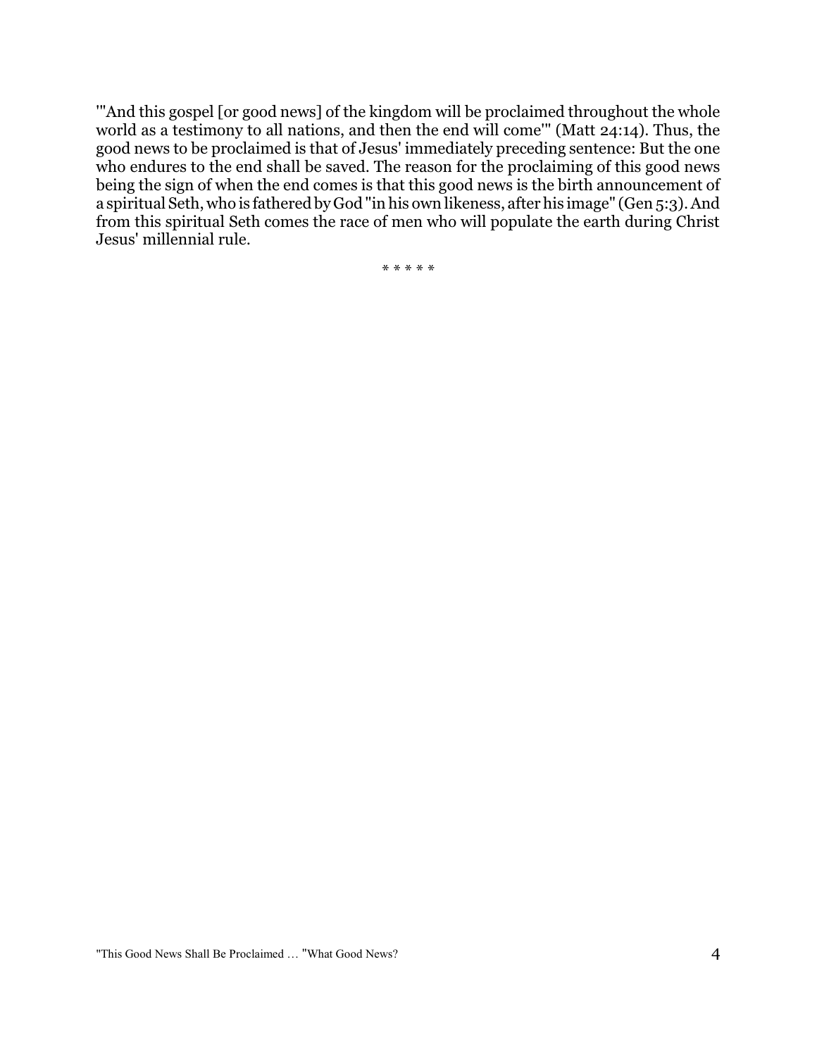'"And this gospel [or good news] of the kingdom will be proclaimed throughout the whole world as a testimony to all nations, and then the end will come'" (Matt 24:14). Thus, the good news to be proclaimed is that of Jesus' immediately preceding sentence: But the one who endures to the end shall be saved. The reason for the proclaiming of this good news being the sign of when the end comes is that this good news is the birth announcement of a spiritual Seth, who is fathered by God "in his own likeness, after his image" (Gen 5:3). And from this spiritual Seth comes the race of men who will populate the earth during Christ Jesus' millennial rule.

* * * * *